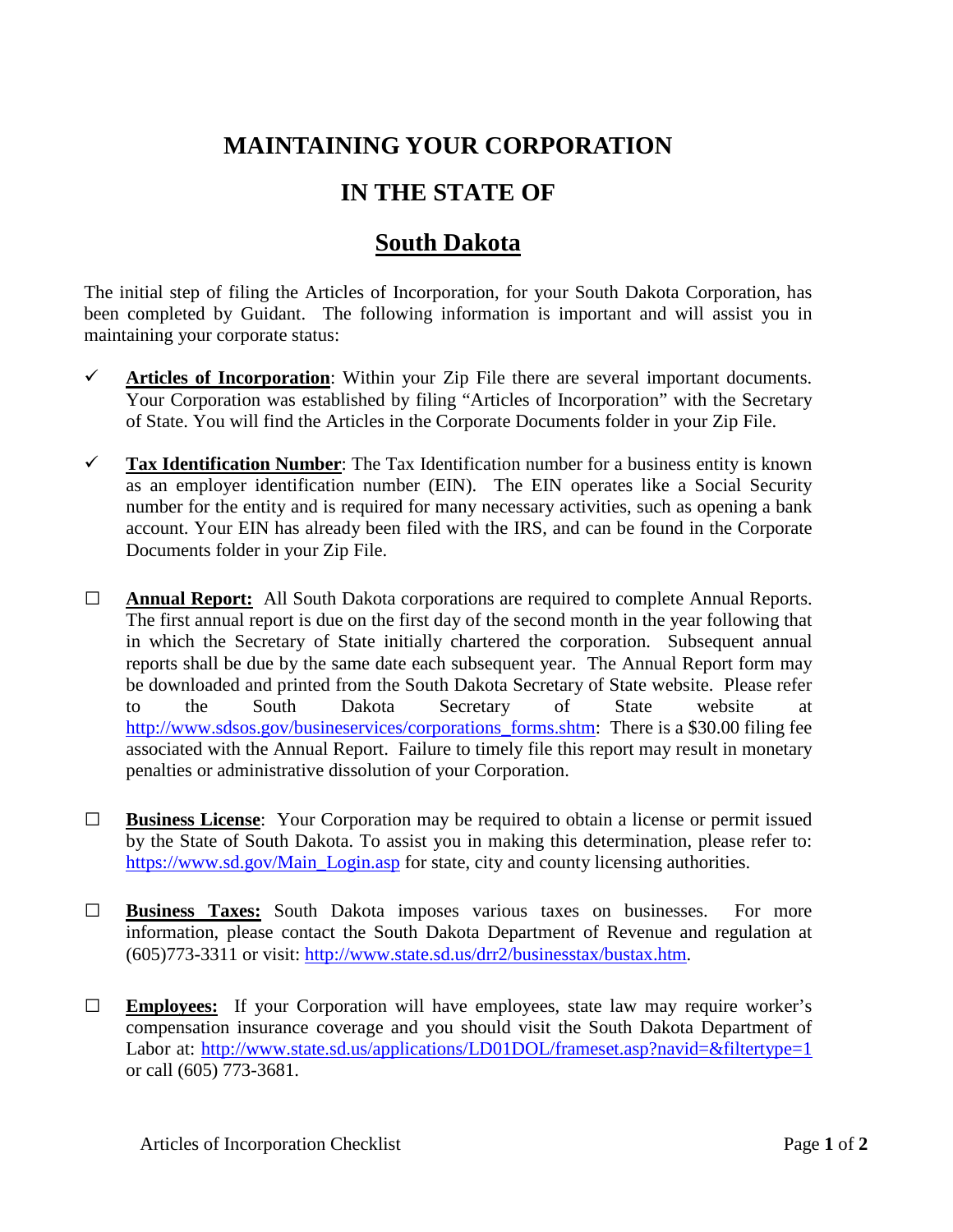# MAINTAINING YOUR CORPORATION

# IN THE STATE OF

# South Dakota

The initial step of filing the Articles of Incorporation, for your South Dakota Corporation, has been completed by Guidant. The following information is important and will assist you in maintaining your corporate status:

- ✓ **Articles of Incorporation**: Within your Zip File there are several important documents. Your Corporation was established by filing "Articles of Incorporation" with the Secretary of State. You will find the Articles in the Corporate Documents folder in your Zip File.

- ✓ **Tax Identification Number**: The Tax Identification number for a business entity is known as an employer identification number (EIN). The EIN operates like a Social Security number for the entity and is required for many necessary activities, such as opening a bank account. Your EIN has already been filed with the IRS, and can be found in the Corporate Documents folder in your Zip File.

- ☐ **Annual Report:** All South Dakota corporations are required to complete Annual Reports. The first annual report is due on the first day of the second month in the year following that in which the Secretary of State initially chartered the corporation. Subsequent annual reports shall be due by the same date each subsequent year. The Annual Report form may be downloaded and printed from the South Dakota Secretary of State website. Please refer to the South Dakota Secretary of State website at http://www.sdsos.gov/busineservices/corporations_forms.shtm: There is a $30.00 filing fee associated with the Annual Report. Failure to timely file this report may result in monetary penalties or administrative dissolution of your Corporation.

- ☐ **Business License**: Your Corporation may be required to obtain a license or permit issued by the State of South Dakota. To assist you in making this determination, please refer to: https://www.sd.gov/Main_Login.asp for state, city and county licensing authorities.

- ☐ **Business Taxes:** South Dakota imposes various taxes on businesses. For more information, please contact the South Dakota Department of Revenue and regulation at (605)773-3311 or visit: http://www.state.sd.us/drr2/businesstax/bustax.htm.

- ☐ **Employees:** If your Corporation will have employees, state law may require worker's compensation insurance coverage and you should visit the South Dakota Department of Labor at: http://www.state.sd.us/applications/LD01DOL/frameset.asp?navid=&filtertype=1 or call (605) 773-3681.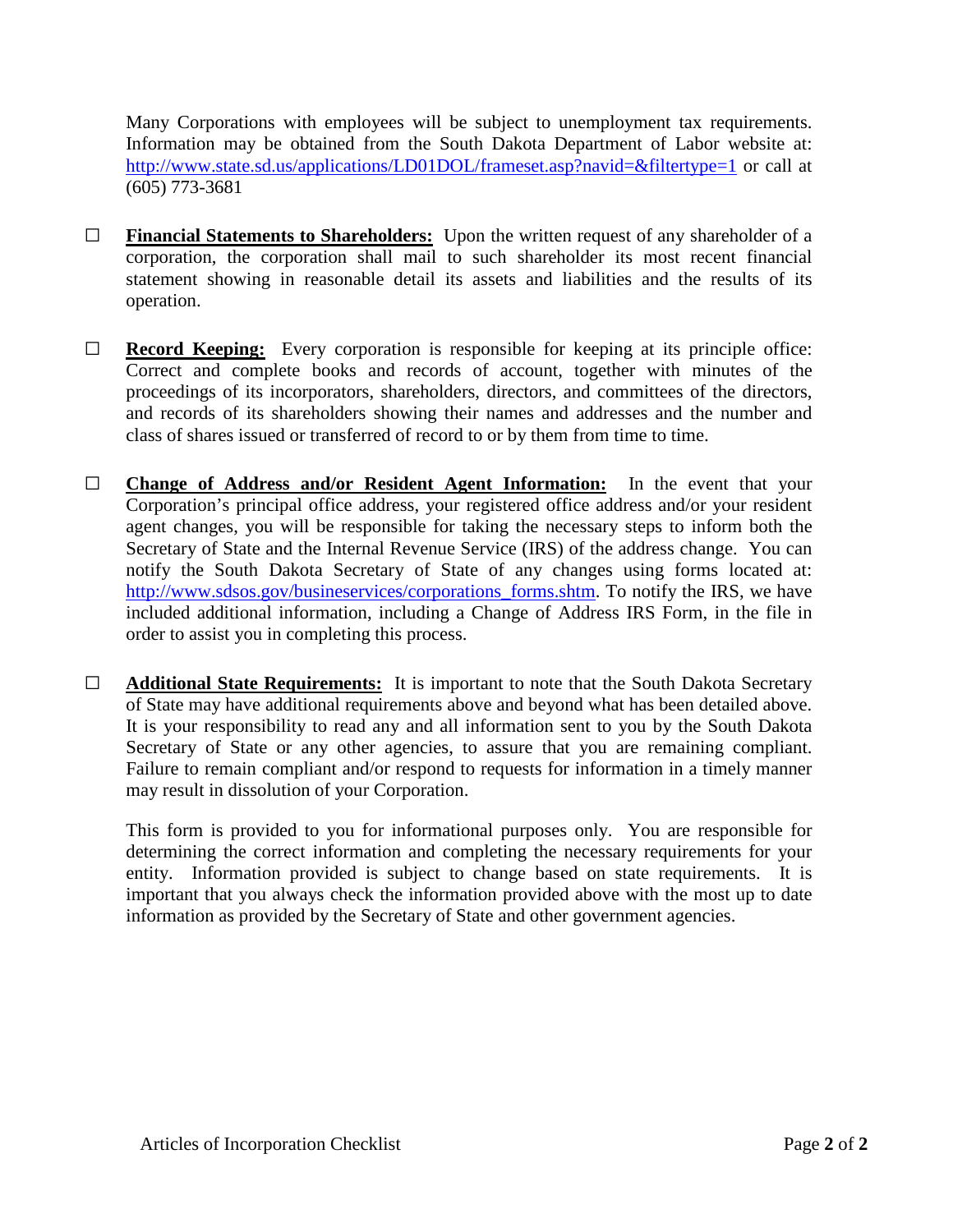Many Corporations with employees will be subject to unemployment tax requirements. Information may be obtained from the South Dakota Department of Labor website at: http://www.state.sd.us/applications/LD01DOL/frameset.asp?navid=&filtertype=1 or call at (605) 773-3681

☐ **Financial Statements to Shareholders:** Upon the written request of any shareholder of a corporation, the corporation shall mail to such shareholder its most recent financial statement showing in reasonable detail its assets and liabilities and the results of its operation.

☐ **Record Keeping:** Every corporation is responsible for keeping at its principle office: Correct and complete books and records of account, together with minutes of the proceedings of its incorporators, shareholders, directors, and committees of the directors, and records of its shareholders showing their names and addresses and the number and class of shares issued or transferred of record to or by them from time to time.

☐ **Change of Address and/or Resident Agent Information:** In the event that your Corporation's principal office address, your registered office address and/or your resident agent changes, you will be responsible for taking the necessary steps to inform both the Secretary of State and the Internal Revenue Service (IRS) of the address change. You can notify the South Dakota Secretary of State of any changes using forms located at: http://www.sdsos.gov/busineservices/corporations_forms.shtm. To notify the IRS, we have included additional information, including a Change of Address IRS Form, in the file in order to assist you in completing this process.

☐ **Additional State Requirements:** It is important to note that the South Dakota Secretary of State may have additional requirements above and beyond what has been detailed above. It is your responsibility to read any and all information sent to you by the South Dakota Secretary of State or any other agencies, to assure that you are remaining compliant. Failure to remain compliant and/or respond to requests for information in a timely manner may result in dissolution of your Corporation.

This form is provided to you for informational purposes only. You are responsible for determining the correct information and completing the necessary requirements for your entity. Information provided is subject to change based on state requirements. It is important that you always check the information provided above with the most up to date information as provided by the Secretary of State and other government agencies.